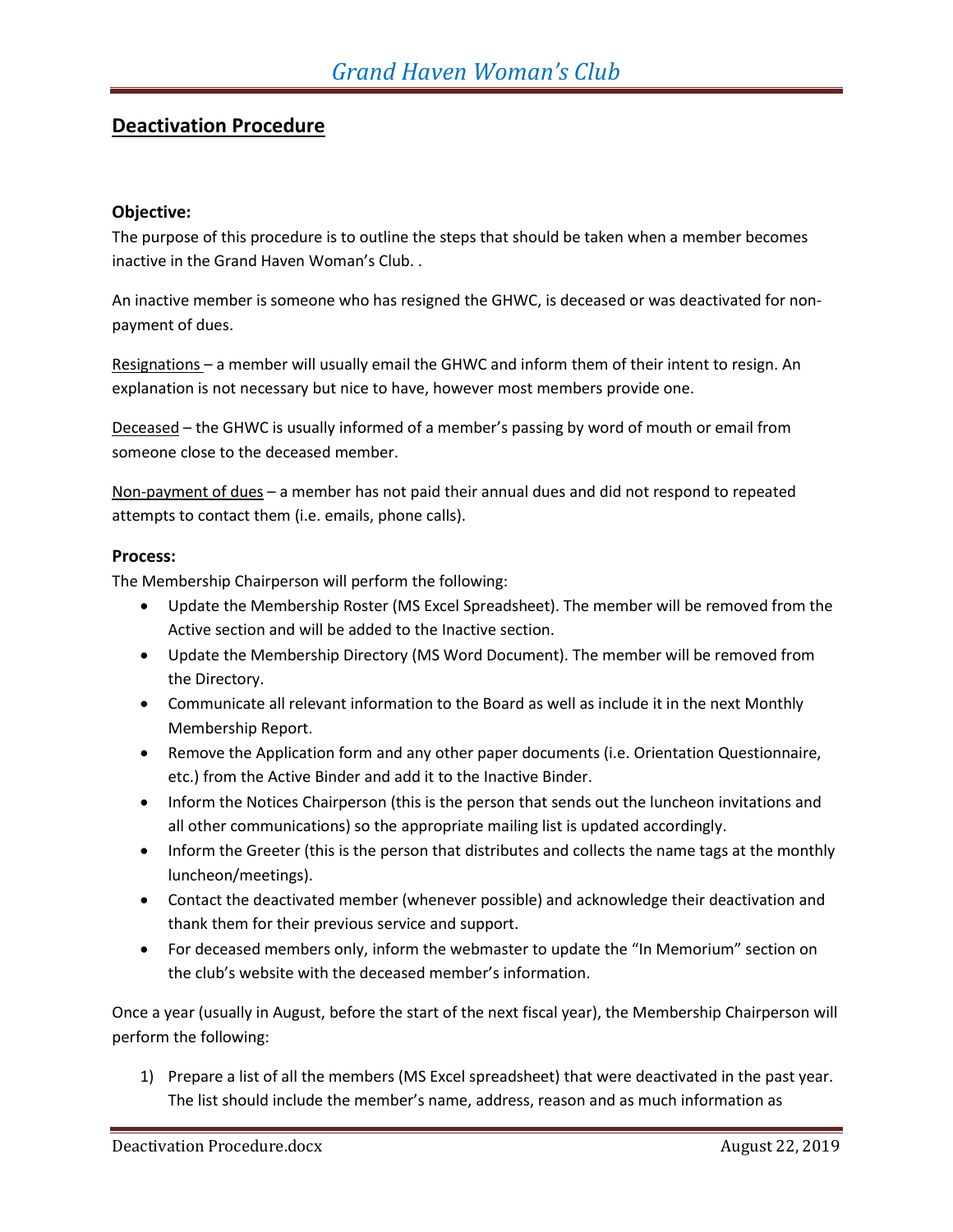# Grand Haven Woman's Club

## Deactivation Procedure

**Objective:**

The purpose of this procedure is to outline the steps that should be taken when a member becomes inactive in the Grand Haven Woman's Club. .

An inactive member is someone who has resigned the GHWC, is deceased or was deactivated for non-payment of dues.

Resignations – a member will usually email the GHWC and inform them of their intent to resign. An explanation is not necessary but nice to have, however most members provide one.

Deceased – the GHWC is usually informed of a member's passing by word of mouth or email from someone close to the deceased member.

Non-payment of dues – a member has not paid their annual dues and did not respond to repeated attempts to contact them (i.e. emails, phone calls).

**Process:**

The Membership Chairperson will perform the following:

- Update the Membership Roster (MS Excel Spreadsheet). The member will be removed from the Active section and will be added to the Inactive section.
- Update the Membership Directory (MS Word Document). The member will be removed from the Directory.
- Communicate all relevant information to the Board as well as include it in the next Monthly Membership Report.
- Remove the Application form and any other paper documents (i.e. Orientation Questionnaire, etc.) from the Active Binder and add it to the Inactive Binder.
- Inform the Notices Chairperson (this is the person that sends out the luncheon invitations and all other communications) so the appropriate mailing list is updated accordingly.
- Inform the Greeter (this is the person that distributes and collects the name tags at the monthly luncheon/meetings).
- Contact the deactivated member (whenever possible) and acknowledge their deactivation and thank them for their previous service and support.
- For deceased members only, inform the webmaster to update the "In Memorium" section on the club's website with the deceased member's information.

Once a year (usually in August, before the start of the next fiscal year), the Membership Chairperson will perform the following:

1) Prepare a list of all the members (MS Excel spreadsheet) that were deactivated in the past year. The list should include the member's name, address, reason and as much information as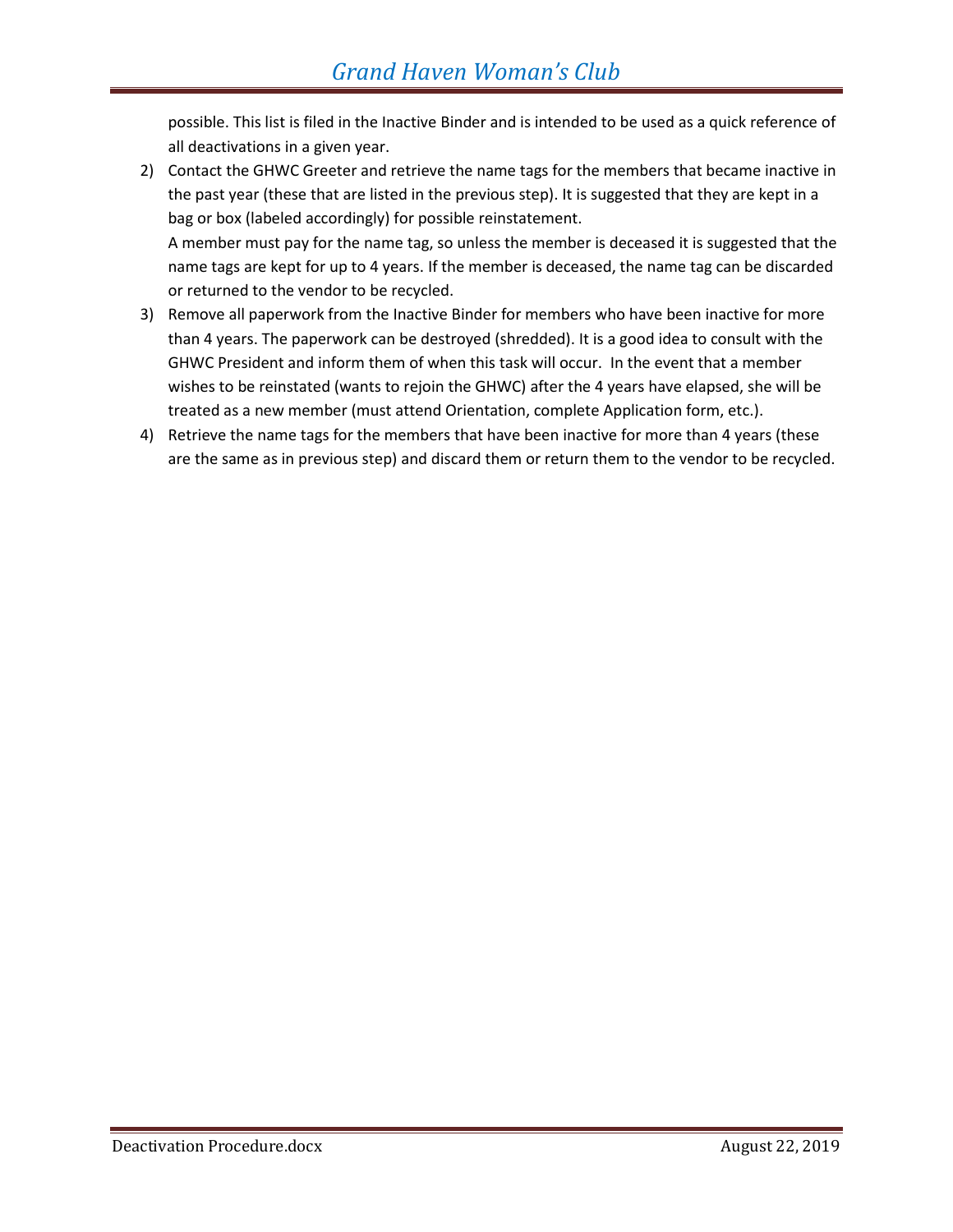possible. This list is filed in the Inactive Binder and is intended to be used as a quick reference of all deactivations in a given year.

2) Contact the GHWC Greeter and retrieve the name tags for the members that became inactive in the past year (these that are listed in the previous step). It is suggested that they are kept in a bag or box (labeled accordingly) for possible reinstatement.
   A member must pay for the name tag, so unless the member is deceased it is suggested that the name tags are kept for up to 4 years. If the member is deceased, the name tag can be discarded or returned to the vendor to be recycled.
3) Remove all paperwork from the Inactive Binder for members who have been inactive for more than 4 years. The paperwork can be destroyed (shredded). It is a good idea to consult with the GHWC President and inform them of when this task will occur. In the event that a member wishes to be reinstated (wants to rejoin the GHWC) after the 4 years have elapsed, she will be treated as a new member (must attend Orientation, complete Application form, etc.).
4) Retrieve the name tags for the members that have been inactive for more than 4 years (these are the same as in previous step) and discard them or return them to the vendor to be recycled.